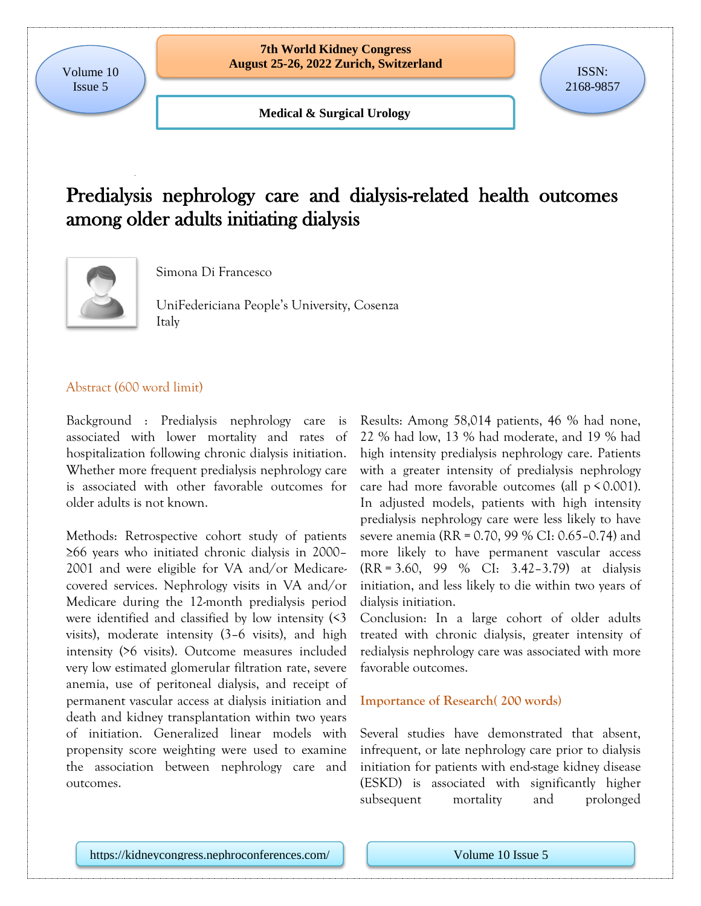# Predialysis nephrology care and dialysis-related health outcomes among older adults initiating dialysis

Simona Di Francesco

UniFedericiana People's University, Cosenza Italy

## Abstract (600 word limit)

Background : Predialysis nephrology care is associated with lower mortality and rates of hospitalization following chronic dialysis initiation. Whether more frequent predialysis nephrology care is associated with other favorable outcomes for older adults is not known.

Methods: Retrospective cohort study of patients ≥66 years who initiated chronic dialysis in 2000–2001 and were eligible for VA and/or Medicare-covered services. Nephrology visits in VA and/or Medicare during the 12-month predialysis period were identified and classified by low intensity (<3 visits), moderate intensity (3–6 visits), and high intensity (>6 visits). Outcome measures included very low estimated glomerular filtration rate, severe anemia, use of peritoneal dialysis, and receipt of permanent vascular access at dialysis initiation and death and kidney transplantation within two years of initiation. Generalized linear models with propensity score weighting were used to examine the association between nephrology care and outcomes.

Results: Among 58,014 patients, 46 % had none, 22 % had low, 13 % had moderate, and 19 % had high intensity predialysis nephrology care. Patients with a greater intensity of predialysis nephrology care had more favorable outcomes (all $p < 0.001$). In adjusted models, patients with high intensity predialysis nephrology care were less likely to have severe anemia (RR = 0.70, 99 % CI: 0.65–0.74) and more likely to have permanent vascular access (RR = 3.60, 99 % CI: 3.42–3.79) at dialysis initiation, and less likely to die within two years of dialysis initiation.

Conclusion: In a large cohort of older adults treated with chronic dialysis, greater intensity of redialysis nephrology care was associated with more favorable outcomes.

## Importance of Research( 200 words)

Several studies have demonstrated that absent, infrequent, or late nephrology care prior to dialysis initiation for patients with end-stage kidney disease (ESKD) is associated with significantly higher subsequent mortality and prolonged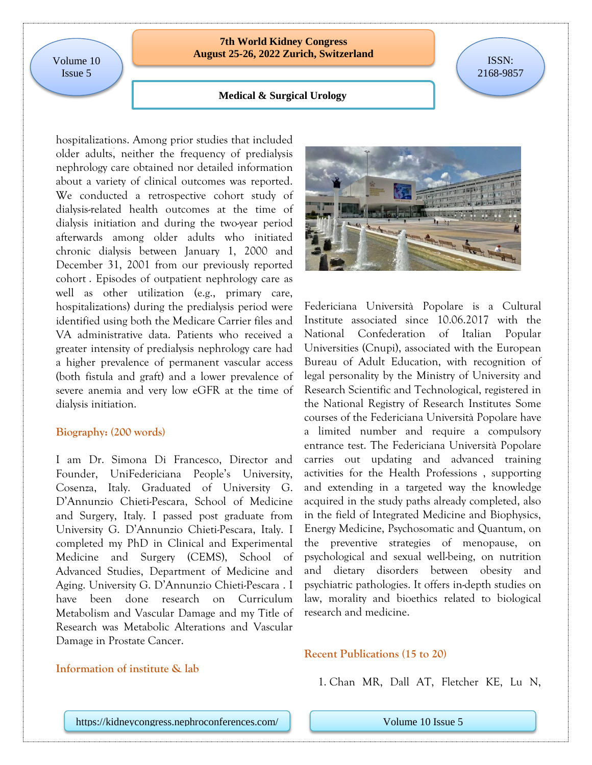hospitalizations. Among prior studies that included older adults, neither the frequency of predialysis nephrology care obtained nor detailed information about a variety of clinical outcomes was reported. We conducted a retrospective cohort study of dialysis-related health outcomes at the time of dialysis initiation and during the two-year period afterwards among older adults who initiated chronic dialysis between January 1, 2000 and December 31, 2001 from our previously reported cohort . Episodes of outpatient nephrology care as well as other utilization (e.g., primary care, hospitalizations) during the predialysis period were identified using both the Medicare Carrier files and VA administrative data. Patients who received a greater intensity of predialysis nephrology care had a higher prevalence of permanent vascular access (both fistula and graft) and a lower prevalence of severe anemia and very low eGFR at the time of dialysis initiation.

## Biography: (200 words)

I am Dr. Simona Di Francesco, Director and Founder, UniFedericiana People's University, Cosenza, Italy. Graduated of University G. D'Annunzio Chieti-Pescara, School of Medicine and Surgery, Italy. I passed post graduate from University G. D'Annunzio Chieti-Pescara, Italy. I completed my PhD in Clinical and Experimental Medicine and Surgery (CEMS), School of Advanced Studies, Department of Medicine and Aging. University G. D'Annunzio Chieti-Pescara . I have been done research on Curriculum Metabolism and Vascular Damage and my Title of Research was Metabolic Alterations and Vascular Damage in Prostate Cancer.

## Information of institute & lab

Federiciana Università Popolare is a Cultural Institute associated since 10.06.2017 with the National Confederation of Italian Popular Universities (Cnupi), associated with the European Bureau of Adult Education, with recognition of legal personality by the Ministry of University and Research Scientific and Technological, registered in the National Registry of Research Institutes Some courses of the Federiciana Università Popolare have a limited number and require a compulsory entrance test. The Federiciana Università Popolare carries out updating and advanced training activities for the Health Professions , supporting and extending in a targeted way the knowledge acquired in the study paths already completed, also in the field of Integrated Medicine and Biophysics, Energy Medicine, Psychosomatic and Quantum, on the preventive strategies of menopause, on psychological and sexual well-being, on nutrition and dietary disorders between obesity and psychiatric pathologies. It offers in-depth studies on law, morality and bioethics related to biological research and medicine.

## Recent Publications (15 to 20)

1. Chan MR, Dall AT, Fletcher KE, Lu N,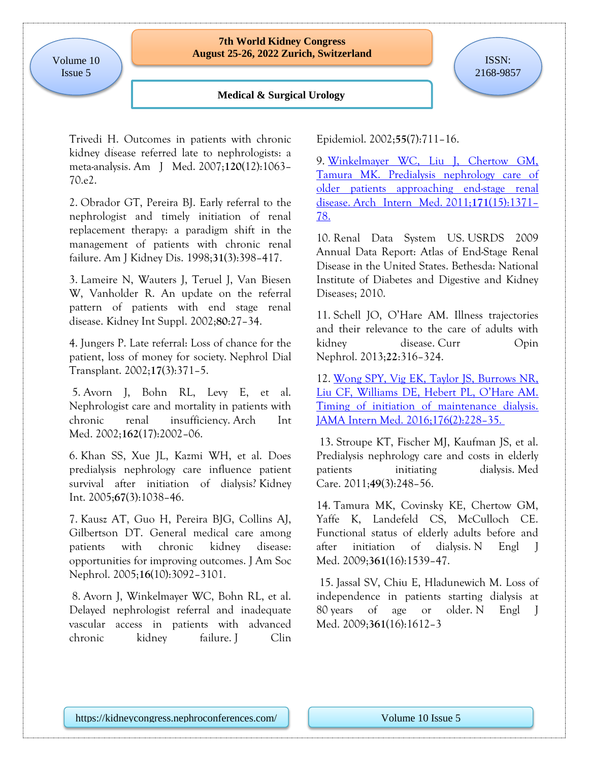Trivedi H. Outcomes in patients with chronic kidney disease referred late to nephrologists: a meta-analysis. Am J Med. 2007;**120**(12):1063–70.e2.

2. Obrador GT, Pereira BJ. Early referral to the nephrologist and timely initiation of renal replacement therapy: a paradigm shift in the management of patients with chronic renal failure. Am J Kidney Dis. 1998;**31**(3):398–417.

3. Lameire N, Wauters J, Teruel J, Van Biesen W, Vanholder R. An update on the referral pattern of patients with end stage renal disease. Kidney Int Suppl. 2002;**80**:27–34.

4. Jungers P. Late referral: Loss of chance for the patient, loss of money for society. Nephrol Dial Transplant. 2002;**17**(3):371–5.

5. Avorn J, Bohn RL, Levy E, et al. Nephrologist care and mortality in patients with chronic renal insufficiency. Arch Int Med. 2002;**162**(17):2002–06.

6. Khan SS, Xue JL, Kazmi WH, et al. Does predialysis nephrology care influence patient survival after initiation of dialysis? Kidney Int. 2005;**67**(3):1038–46.

7. Kausz AT, Guo H, Pereira BJG, Collins AJ, Gilbertson DT. General medical care among patients with chronic kidney disease: opportunities for improving outcomes. J Am Soc Nephrol. 2005;**16**(10):3092–3101.

8. Avorn J, Winkelmayer WC, Bohn RL, et al. Delayed nephrologist referral and inadequate vascular access in patients with advanced chronic kidney failure. J Clin Epidemiol. 2002;**55**(7):711–16.

9. Winkelmayer WC, Liu J, Chertow GM, Tamura MK. Predialysis nephrology care of older patients approaching end-stage renal disease. Arch Intern Med. 2011;**171**(15):1371–78.

10. Renal Data System US. USRDS 2009 Annual Data Report: Atlas of End-Stage Renal Disease in the United States. Bethesda: National Institute of Diabetes and Digestive and Kidney Diseases; 2010.

11. Schell JO, O'Hare AM. Illness trajectories and their relevance to the care of adults with kidney disease. Curr Opin Nephrol. 2013;**22**:316–324.

12. Wong SPY, Vig EK, Taylor JS, Burrows NR, Liu CF, Williams DE, Hebert PL, O'Hare AM. Timing of initiation of maintenance dialysis. JAMA Intern Med. 2016;176(2):228–35.

13. Stroupe KT, Fischer MJ, Kaufman JS, et al. Predialysis nephrology care and costs in elderly patients initiating dialysis. Med Care. 2011;**49**(3):248–56.

14. Tamura MK, Covinsky KE, Chertow GM, Yaffe K, Landefeld CS, McCulloch CE. Functional status of elderly adults before and after initiation of dialysis. N Engl J Med. 2009;**361**(16):1539–47.

15. Jassal SV, Chiu E, Hladunewich M. Loss of independence in patients starting dialysis at 80 years of age or older. N Engl J Med. 2009;**361**(16):1612–3